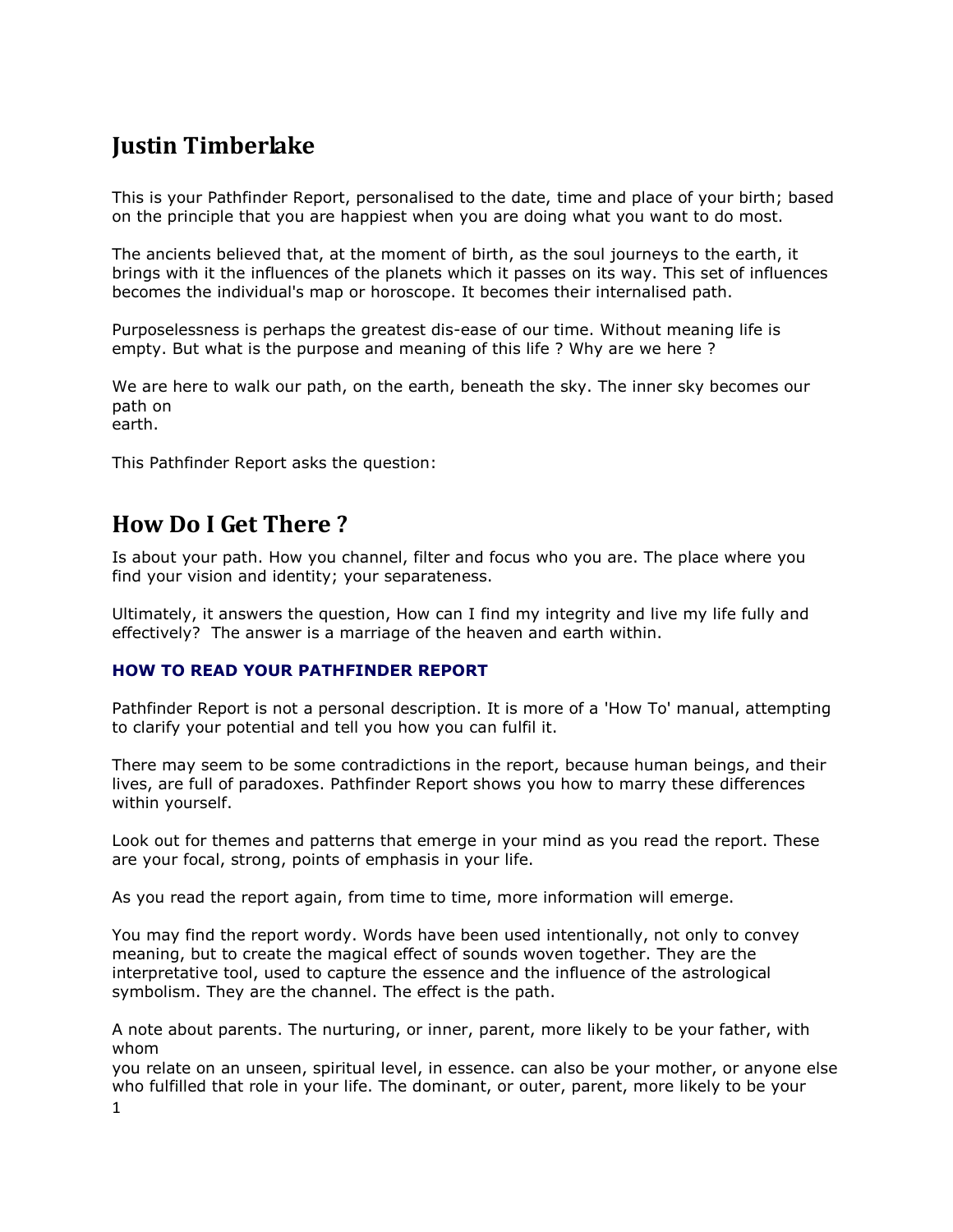# Justin Timberlake

This is your Pathfinder Report, personalised to the date, time and place of your birth; based on the principle that you are happiest when you are doing what you want to do most.

The ancients believed that, at the moment of birth, as the soul journeys to the earth, it brings with it the influences of the planets which it passes on its way. This set of influences becomes the individual's map or horoscope. It becomes their internalised path.

Purposelessness is perhaps the greatest dis-ease of our time. Without meaning life is empty. But what is the purpose and meaning of this life ? Why are we here ?

We are here to walk our path, on the earth, beneath the sky. The inner sky becomes our path on
earth.

This Pathfinder Report asks the question:

## How Do I Get There ?

Is about your path. How you channel, filter and focus who you are. The place where you find your vision and identity; your separateness.

Ultimately, it answers the question, How can I find my integrity and live my life fully and effectively? The answer is a marriage of the heaven and earth within.

### HOW TO READ YOUR PATHFINDER REPORT

Pathfinder Report is not a personal description. It is more of a 'How To' manual, attempting to clarify your potential and tell you how you can fulfil it.

There may seem to be some contradictions in the report, because human beings, and their lives, are full of paradoxes. Pathfinder Report shows you how to marry these differences within yourself.

Look out for themes and patterns that emerge in your mind as you read the report. These are your focal, strong, points of emphasis in your life.

As you read the report again, from time to time, more information will emerge.

You may find the report wordy. Words have been used intentionally, not only to convey meaning, but to create the magical effect of sounds woven together. They are the interpretative tool, used to capture the essence and the influence of the astrological symbolism. They are the channel. The effect is the path.

A note about parents. The nurturing, or inner, parent, more likely to be your father, with whom
you relate on an unseen, spiritual level, in essence. can also be your mother, or anyone else who fulfilled that role in your life. The dominant, or outer, parent, more likely to be your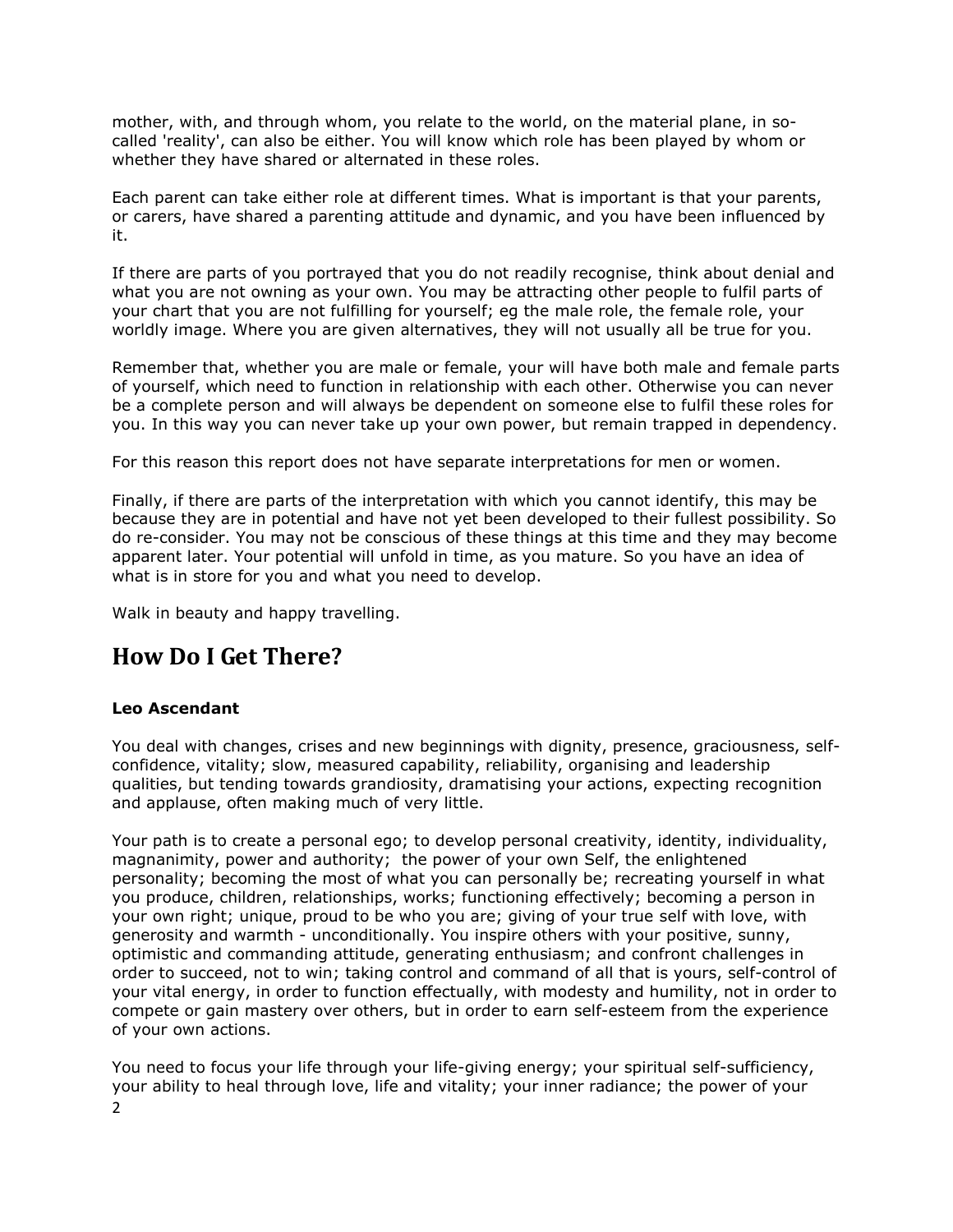mother, with, and through whom, you relate to the world, on the material plane, in so-called 'reality', can also be either. You will know which role has been played by whom or whether they have shared or alternated in these roles.

Each parent can take either role at different times. What is important is that your parents, or carers, have shared a parenting attitude and dynamic, and you have been influenced by it.

If there are parts of you portrayed that you do not readily recognise, think about denial and what you are not owning as your own. You may be attracting other people to fulfil parts of your chart that you are not fulfilling for yourself; eg the male role, the female role, your worldly image. Where you are given alternatives, they will not usually all be true for you.

Remember that, whether you are male or female, your will have both male and female parts of yourself, which need to function in relationship with each other. Otherwise you can never be a complete person and will always be dependent on someone else to fulfil these roles for you. In this way you can never take up your own power, but remain trapped in dependency.

For this reason this report does not have separate interpretations for men or women.

Finally, if there are parts of the interpretation with which you cannot identify, this may be because they are in potential and have not yet been developed to their fullest possibility. So do re-consider. You may not be conscious of these things at this time and they may become apparent later. Your potential will unfold in time, as you mature. So you have an idea of what is in store for you and what you need to develop.

Walk in beauty and happy travelling.

## How Do I Get There?

**Leo Ascendant**

You deal with changes, crises and new beginnings with dignity, presence, graciousness, self-confidence, vitality; slow, measured capability, reliability, organising and leadership qualities, but tending towards grandiosity, dramatising your actions, expecting recognition and applause, often making much of very little.

Your path is to create a personal ego; to develop personal creativity, identity, individuality, magnanimity, power and authority; the power of your own Self, the enlightened personality; becoming the most of what you can personally be; recreating yourself in what you produce, children, relationships, works; functioning effectively; becoming a person in your own right; unique, proud to be who you are; giving of your true self with love, with generosity and warmth - unconditionally. You inspire others with your positive, sunny, optimistic and commanding attitude, generating enthusiasm; and confront challenges in order to succeed, not to win; taking control and command of all that is yours, self-control of your vital energy, in order to function effectually, with modesty and humility, not in order to compete or gain mastery over others, but in order to earn self-esteem from the experience of your own actions.

You need to focus your life through your life-giving energy; your spiritual self-sufficiency, your ability to heal through love, life and vitality; your inner radiance; the power of your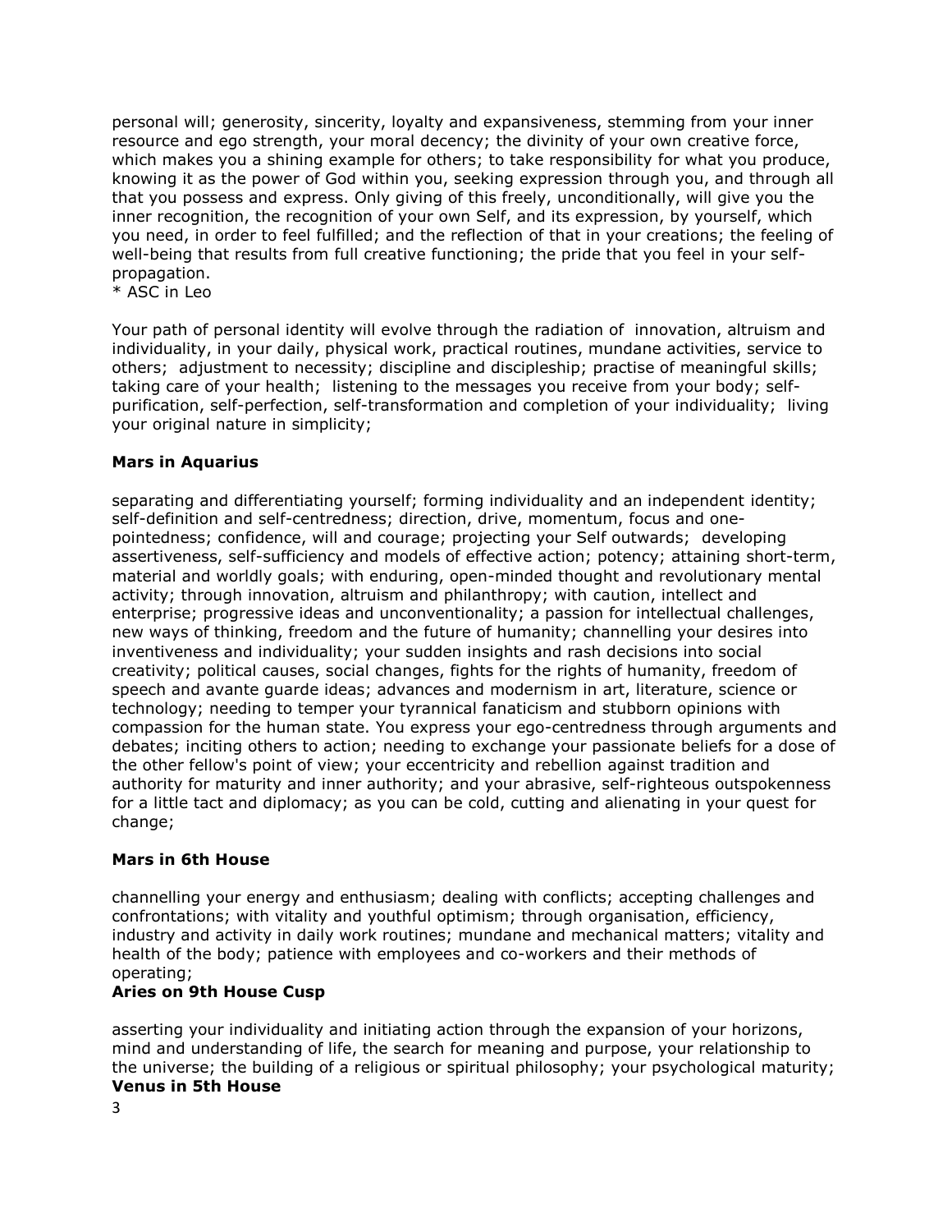personal will; generosity, sincerity, loyalty and expansiveness, stemming from your inner resource and ego strength, your moral decency; the divinity of your own creative force, which makes you a shining example for others; to take responsibility for what you produce, knowing it as the power of God within you, seeking expression through you, and through all that you possess and express. Only giving of this freely, unconditionally, will give you the inner recognition, the recognition of your own Self, and its expression, by yourself, which you need, in order to feel fulfilled; and the reflection of that in your creations; the feeling of well-being that results from full creative functioning; the pride that you feel in your self-propagation.
* ASC in Leo

Your path of personal identity will evolve through the radiation of innovation, altruism and individuality, in your daily, physical work, practical routines, mundane activities, service to others; adjustment to necessity; discipline and discipleship; practise of meaningful skills; taking care of your health; listening to the messages you receive from your body; self-purification, self-perfection, self-transformation and completion of your individuality; living your original nature in simplicity;

**Mars in Aquarius**

separating and differentiating yourself; forming individuality and an independent identity; self-definition and self-centredness; direction, drive, momentum, focus and one-pointedness; confidence, will and courage; projecting your Self outwards; developing assertiveness, self-sufficiency and models of effective action; potency; attaining short-term, material and worldly goals; with enduring, open-minded thought and revolutionary mental activity; through innovation, altruism and philanthropy; with caution, intellect and enterprise; progressive ideas and unconventionality; a passion for intellectual challenges, new ways of thinking, freedom and the future of humanity; channelling your desires into inventiveness and individuality; your sudden insights and rash decisions into social creativity; political causes, social changes, fights for the rights of humanity, freedom of speech and avante guarde ideas; advances and modernism in art, literature, science or technology; needing to temper your tyrannical fanaticism and stubborn opinions with compassion for the human state. You express your ego-centredness through arguments and debates; inciting others to action; needing to exchange your passionate beliefs for a dose of the other fellow's point of view; your eccentricity and rebellion against tradition and authority for maturity and inner authority; and your abrasive, self-righteous outspokenness for a little tact and diplomacy; as you can be cold, cutting and alienating in your quest for change;

**Mars in 6th House**

channelling your energy and enthusiasm; dealing with conflicts; accepting challenges and confrontations; with vitality and youthful optimism; through organisation, efficiency, industry and activity in daily work routines; mundane and mechanical matters; vitality and health of the body; patience with employees and co-workers and their methods of operating;

**Aries on 9th House Cusp**

asserting your individuality and initiating action through the expansion of your horizons, mind and understanding of life, the search for meaning and purpose, your relationship to the universe; the building of a religious or spiritual philosophy; your psychological maturity;

**Venus in 5th House**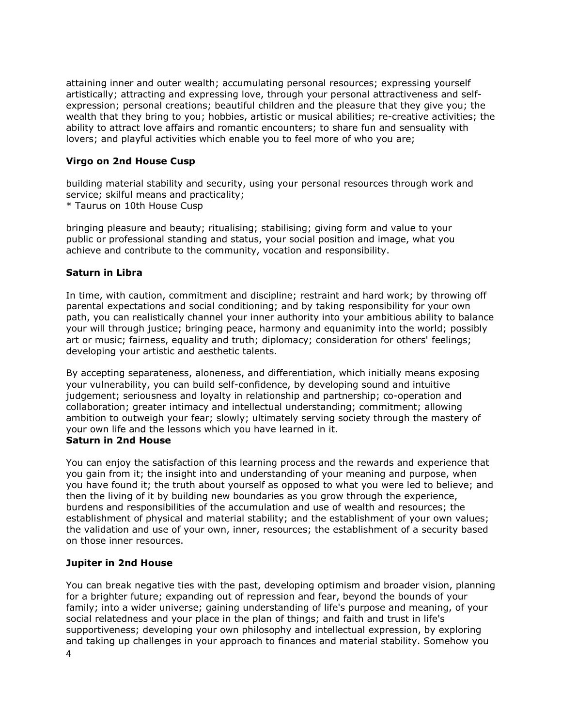attaining inner and outer wealth; accumulating personal resources; expressing yourself artistically; attracting and expressing love, through your personal attractiveness and self-expression; personal creations; beautiful children and the pleasure that they give you; the wealth that they bring to you; hobbies, artistic or musical abilities; re-creative activities; the ability to attract love affairs and romantic encounters; to share fun and sensuality with lovers; and playful activities which enable you to feel more of who you are;

**Virgo on 2nd House Cusp**

building material stability and security, using your personal resources through work and service; skilful means and practicality;
* Taurus on 10th House Cusp

bringing pleasure and beauty; ritualising; stabilising; giving form and value to your public or professional standing and status, your social position and image, what you achieve and contribute to the community, vocation and responsibility.

**Saturn in Libra**

In time, with caution, commitment and discipline; restraint and hard work; by throwing off parental expectations and social conditioning; and by taking responsibility for your own path, you can realistically channel your inner authority into your ambitious ability to balance your will through justice; bringing peace, harmony and equanimity into the world; possibly art or music; fairness, equality and truth; diplomacy; consideration for others' feelings; developing your artistic and aesthetic talents.

By accepting separateness, aloneness, and differentiation, which initially means exposing your vulnerability, you can build self-confidence, by developing sound and intuitive judgement; seriousness and loyalty in relationship and partnership; co-operation and collaboration; greater intimacy and intellectual understanding; commitment; allowing ambition to outweigh your fear; slowly; ultimately serving society through the mastery of your own life and the lessons which you have learned in it.

**Saturn in 2nd House**

You can enjoy the satisfaction of this learning process and the rewards and experience that you gain from it; the insight into and understanding of your meaning and purpose, when you have found it; the truth about yourself as opposed to what you were led to believe; and then the living of it by building new boundaries as you grow through the experience, burdens and responsibilities of the accumulation and use of wealth and resources; the establishment of physical and material stability; and the establishment of your own values; the validation and use of your own, inner, resources; the establishment of a security based on those inner resources.

**Jupiter in 2nd House**

You can break negative ties with the past, developing optimism and broader vision, planning for a brighter future; expanding out of repression and fear, beyond the bounds of your family; into a wider universe; gaining understanding of life's purpose and meaning, of your social relatedness and your place in the plan of things; and faith and trust in life's supportiveness; developing your own philosophy and intellectual expression, by exploring and taking up challenges in your approach to finances and material stability. Somehow you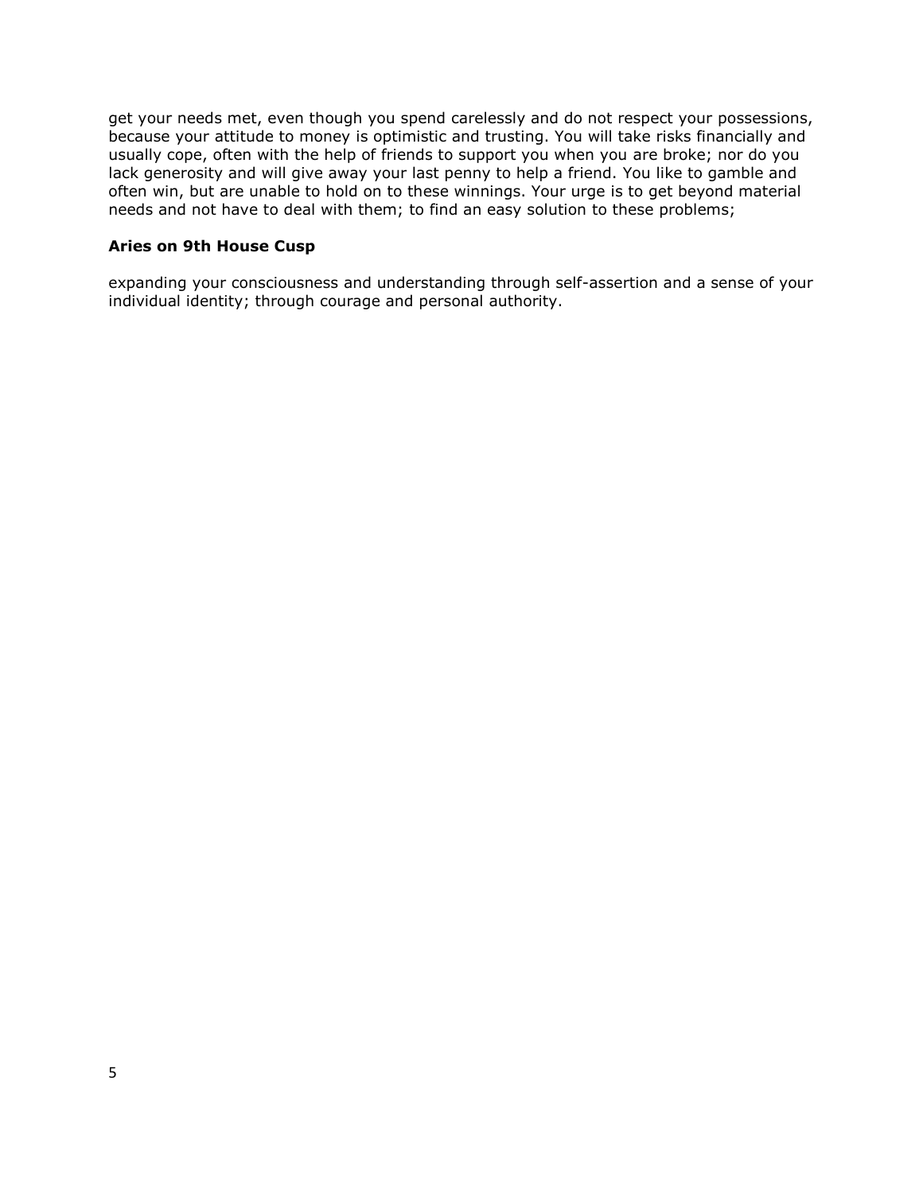get your needs met, even though you spend carelessly and do not respect your possessions, because your attitude to money is optimistic and trusting. You will take risks financially and usually cope, often with the help of friends to support you when you are broke; nor do you lack generosity and will give away your last penny to help a friend. You like to gamble and often win, but are unable to hold on to these winnings. Your urge is to get beyond material needs and not have to deal with them; to find an easy solution to these problems;

**Aries on 9th House Cusp**

expanding your consciousness and understanding through self-assertion and a sense of your individual identity; through courage and personal authority.